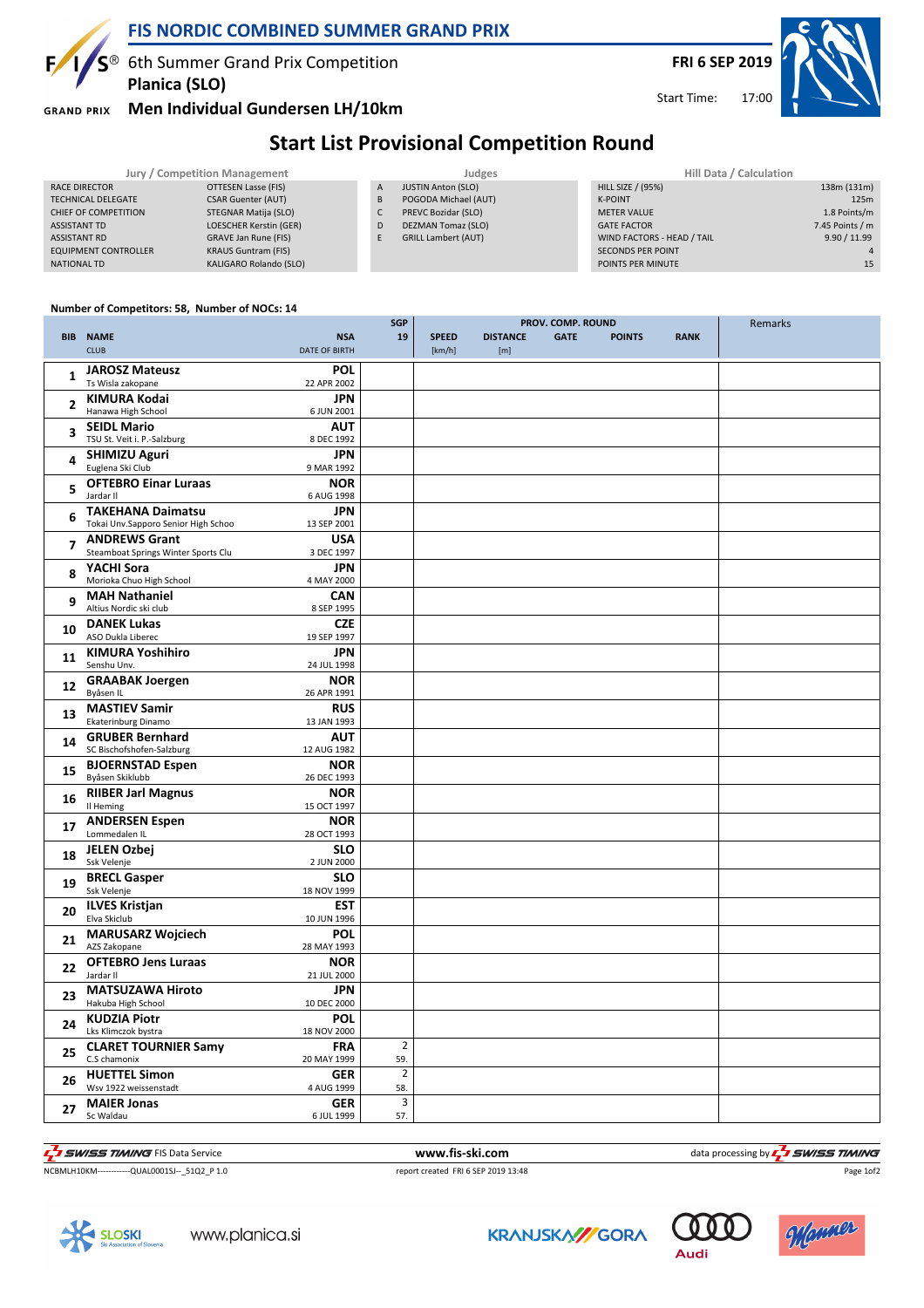# FIS NORDIC COMBINED SUMMER GRAND PRIX

6th Summer Grand Prix Competition
**Planica (SLO)**
**Men Individual Gundersen LH/10km**

**FRI 6 SEP 2019**
Start Time: 17:00

## Start List Provisional Competition Round

| Jury / Competition Management | |
|---|---|
| RACE DIRECTOR | OTTESEN Lasse (FIS) |
| TECHNICAL DELEGATE | CSAR Guenter (AUT) |
| CHIEF OF COMPETITION | STEGNAR Matija (SLO) |
| ASSISTANT TD | LOESCHER Kerstin (GER) |
| ASSISTANT RD | GRAVE Jan Rune (FIS) |
| EQUIPMENT CONTROLLER | KRAUS Guntram (FIS) |
| NATIONAL TD | KALIGARO Rolando (SLO) |

| Judges | |
|---|---|
| A | JUSTIN Anton (SLO) |
| B | POGODA Michael (AUT) |
| C | PREVC Bozidar (SLO) |
| D | DEZMAN Tomaz (SLO) |
| E | GRILL Lambert (AUT) |

| Hill Data / Calculation | |
|---|---|
| HILL SIZE / (95%) | 138m (131m) |
| K-POINT | 125m |
| METER VALUE | 1.8 Points/m |
| GATE FACTOR | 7.45 Points / m |
| WIND FACTORS - HEAD / TAIL | 9.90 / 11.99 |
| SECONDS PER POINT | 4 |
| POINTS PER MINUTE | 15 |

**Number of Competitors: 58, Number of NOCs: 14**

| BIB | NAME / CLUB | NSA / DATE OF BIRTH | SGP 19 | SPEED [km/h] | DISTANCE [m] | GATE | POINTS | RANK | Remarks |
|---|---|---|---|---|---|---|---|---|---|
| 1 | **JAROSZ Mateusz** Ts Wisla zakopane | **POL** 22 APR 2002 | | | | | | | |
| 2 | **KIMURA Kodai** Hanawa High School | **JPN** 6 JUN 2001 | | | | | | | |
| 3 | **SEIDL Mario** TSU St. Veit i. P.-Salzburg | **AUT** 8 DEC 1992 | | | | | | | |
| 4 | **SHIMIZU Aguri** Euglena Ski Club | **JPN** 9 MAR 1992 | | | | | | | |
| 5 | **OFTEBRO Einar Luraas** Jardar Il | **NOR** 6 AUG 1998 | | | | | | | |
| 6 | **TAKEHANA Daimatsu** Tokai Unv.Sapporo Senior High Schoo | **JPN** 13 SEP 2001 | | | | | | | |
| 7 | **ANDREWS Grant** Steamboat Springs Winter Sports Clu | **USA** 3 DEC 1997 | | | | | | | |
| 8 | **YACHI Sora** Morioka Chuo High School | **JPN** 4 MAY 2000 | | | | | | | |
| 9 | **MAH Nathaniel** Altius Nordic ski club | **CAN** 8 SEP 1995 | | | | | | | |
| 10 | **DANEK Lukas** ASO Dukla Liberec | **CZE** 19 SEP 1997 | | | | | | | |
| 11 | **KIMURA Yoshihiro** Senshu Unv. | **JPN** 24 JUL 1998 | | | | | | | |
| 12 | **GRAABAK Joergen** Byåsen IL | **NOR** 26 APR 1991 | | | | | | | |
| 13 | **MASTIEV Samir** Ekaterinburg Dinamo | **RUS** 13 JAN 1993 | | | | | | | |
| 14 | **GRUBER Bernhard** SC Bischofshofen-Salzburg | **AUT** 12 AUG 1982 | | | | | | | |
| 15 | **BJOERNSTAD Espen** Byåsen Skiklubb | **NOR** 26 DEC 1993 | | | | | | | |
| 16 | **RIIBER Jarl Magnus** Il Heming | **NOR** 15 OCT 1997 | | | | | | | |
| 17 | **ANDERSEN Espen** Lommedalen IL | **NOR** 28 OCT 1993 | | | | | | | |
| 18 | **JELEN Ozbej** Ssk Velenje | **SLO** 2 JUN 2000 | | | | | | | |
| 19 | **BRECL Gasper** Ssk Velenje | **SLO** 18 NOV 1999 | | | | | | | |
| 20 | **ILVES Kristjan** Elva Skiclub | **EST** 10 JUN 1996 | | | | | | | |
| 21 | **MARUSARZ Wojciech** AZS Zakopane | **POL** 28 MAY 1993 | | | | | | | |
| 22 | **OFTEBRO Jens Luraas** Jardar Il | **NOR** 21 JUL 2000 | | | | | | | |
| 23 | **MATSUZAWA Hiroto** Hakuba High School | **JPN** 10 DEC 2000 | | | | | | | |
| 24 | **KUDZIA Piotr** Lks Klimczok bystra | **POL** 18 NOV 2000 | | | | | | | |
| 25 | **CLARET TOURNIER Samy** C.S chamonix | **FRA** 20 MAY 1999 | 2 59. | | | | | | |
| 26 | **HUETTEL Simon** Wsv 1922 weissenstadt | **GER** 4 AUG 1999 | 2 58. | | | | | | |
| 27 | **MAIER Jonas** Sc Waldau | **GER** 6 JUL 1999 | 3 57. | | | | | | |

www.fis-ski.com

NCBMLH10KM------------QUAL0001SJ--_51Q2_P 1.0 report created FRI 6 SEP 2019 13:48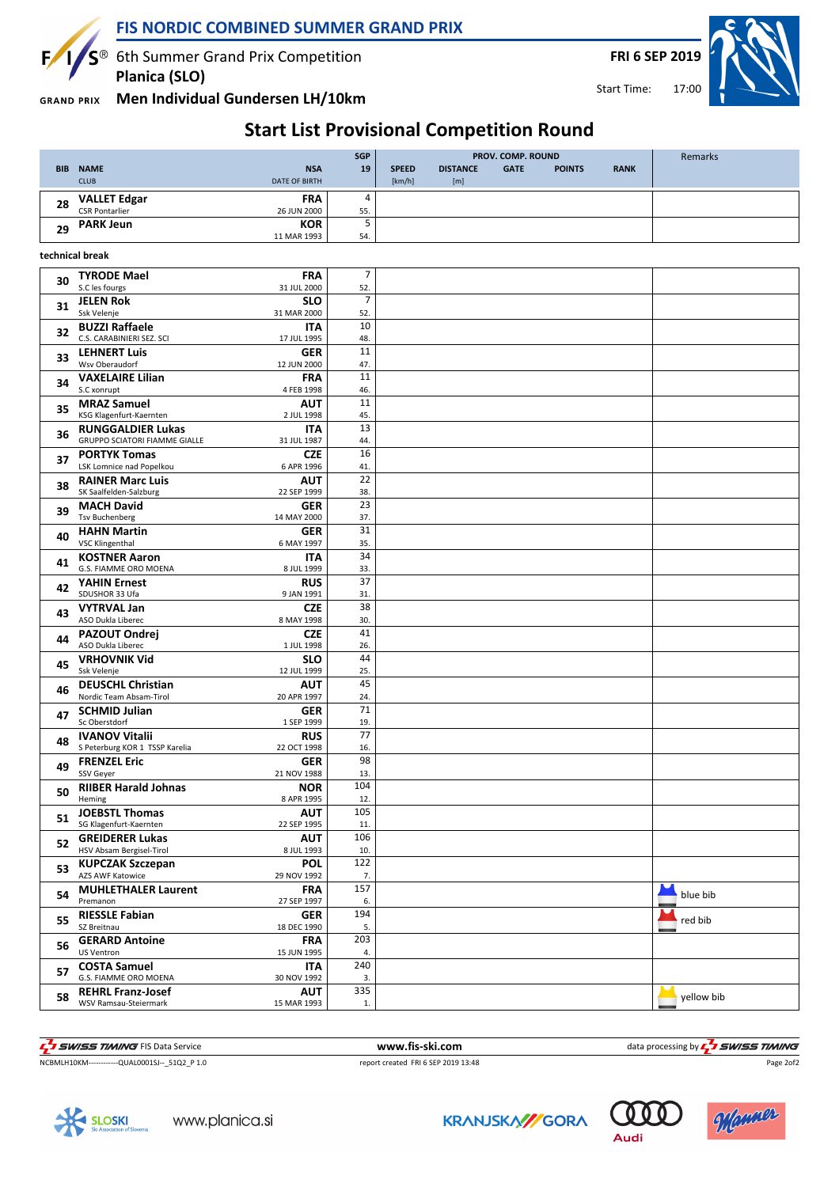# FIS NORDIC COMBINED SUMMER GRAND PRIX

6th Summer Grand Prix Competition
**Planica (SLO)**

**Men Individual Gundersen LH/10km**

**FRI 6 SEP 2019**

Start Time: 17:00

## Start List Provisional Competition Round

| BIB | NAME / CLUB | NSA / DATE OF BIRTH | SGP 19 | SPEED [km/h] | DISTANCE [m] | GATE | POINTS | RANK | Remarks |
|---|---|---|---|---|---|---|---|---|---|
| 28 | **VALLET Edgar** CSR Pontarlier | **FRA** 26 JUN 2000 | 4 55. | | | | | | |
| 29 | **PARK Jeun** | **KOR** 11 MAR 1993 | 5 54. | | | | | | |

technical break

| BIB | NAME / CLUB | NSA / DATE OF BIRTH | SGP 19 | SPEED [km/h] | DISTANCE [m] | GATE | POINTS | RANK | Remarks |
|---|---|---|---|---|---|---|---|---|---|
| 30 | **TYRODE Mael** S.C les fourgs | **FRA** 31 JUL 2000 | 7 52. | | | | | | |
| 31 | **JELEN Rok** Ssk Velenje | **SLO** 31 MAR 2000 | 7 52. | | | | | | |
| 32 | **BUZZI Raffaele** C.S. CARABINIERI SEZ. SCI | **ITA** 17 JUL 1995 | 10 48. | | | | | | |
| 33 | **LEHNERT Luis** Wsv Oberaudorf | **GER** 12 JUN 2000 | 11 47. | | | | | | |
| 34 | **VAXELAIRE Lilian** S.C xonrupt | **FRA** 4 FEB 1998 | 11 46. | | | | | | |
| 35 | **MRAZ Samuel** KSG Klagenfurt-Kaernten | **AUT** 2 JUL 1998 | 11 45. | | | | | | |
| 36 | **RUNGGALDIER Lukas** GRUPPO SCIATORI FIAMME GIALLE | **ITA** 31 JUL 1987 | 13 44. | | | | | | |
| 37 | **PORTYK Tomas** LSK Lomnice nad Popelkou | **CZE** 6 APR 1996 | 16 41. | | | | | | |
| 38 | **RAINER Marc Luis** SK Saalfelden-Salzburg | **AUT** 22 SEP 1999 | 22 38. | | | | | | |
| 39 | **MACH David** Tsv Buchenberg | **GER** 14 MAY 2000 | 23 37. | | | | | | |
| 40 | **HAHN Martin** VSC Klingenthal | **GER** 6 MAY 1997 | 31 35. | | | | | | |
| 41 | **KOSTNER Aaron** G.S. FIAMME ORO MOENA | **ITA** 8 JUL 1999 | 34 33. | | | | | | |
| 42 | **YAHIN Ernest** SDUSHOR 33 Ufa | **RUS** 9 JAN 1991 | 37 31. | | | | | | |
| 43 | **VYTRVAL Jan** ASO Dukla Liberec | **CZE** 8 MAY 1998 | 38 30. | | | | | | |
| 44 | **PAZOUT Ondrej** ASO Dukla Liberec | **CZE** 1 JUL 1998 | 41 26. | | | | | | |
| 45 | **VRHOVNIK Vid** Ssk Velenje | **SLO** 12 JUL 1999 | 44 25. | | | | | | |
| 46 | **DEUSCHL Christian** Nordic Team Absam-Tirol | **AUT** 20 APR 1997 | 45 24. | | | | | | |
| 47 | **SCHMID Julian** Sc Oberstdorf | **GER** 1 SEP 1999 | 71 19. | | | | | | |
| 48 | **IVANOV Vitalii** S Peterburg KOR 1 TSSP Karelia | **RUS** 22 OCT 1998 | 77 16. | | | | | | |
| 49 | **FRENZEL Eric** SSV Geyer | **GER** 21 NOV 1988 | 98 13. | | | | | | |
| 50 | **RIIBER Harald Johnas** Heming | **NOR** 8 APR 1995 | 104 12. | | | | | | |
| 51 | **JOEBSTL Thomas** SG Klagenfurt-Kaernten | **AUT** 22 SEP 1995 | 105 11. | | | | | | |
| 52 | **GREIDERER Lukas** HSV Absam Bergisel-Tirol | **AUT** 8 JUL 1993 | 106 10. | | | | | | |
| 53 | **KUPCZAK Szczepan** AZS AWF Katowice | **POL** 29 NOV 1992 | 122 7. | | | | | | |
| 54 | **MUHLETHALER Laurent** Premanon | **FRA** 27 SEP 1997 | 157 6. | | | | | | blue bib |
| 55 | **RIESSLE Fabian** SZ Breitnau | **GER** 18 DEC 1990 | 194 5. | | | | | | red bib |
| 56 | **GERARD Antoine** US Ventron | **FRA** 15 JUN 1995 | 203 4. | | | | | | |
| 57 | **COSTA Samuel** G.S. FIAMME ORO MOENA | **ITA** 30 NOV 1992 | 240 3. | | | | | | |
| 58 | **REHRL Franz-Josef** WSV Ramsau-Steiermark | **AUT** 15 MAR 1993 | 335 1. | | | | | | yellow bib |

SWISS TIMING FIS Data Service · www.fis-ski.com · data processing by SWISS TIMING

NCBMLH10KM------------QUAL0001SJ--_51Q2_P 1.0 · report created FRI 6 SEP 2019 13:48

www.planica.si